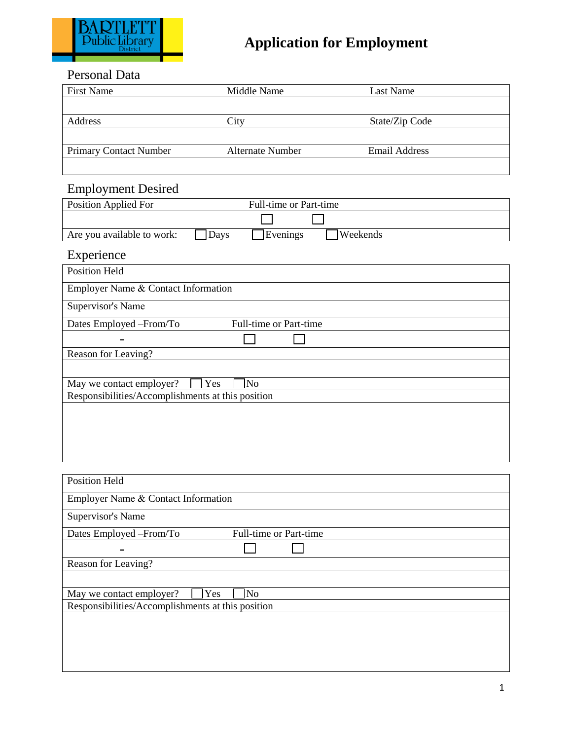BARTLETT Public Library District

# Application for Employment

## Personal Data

| First Name | Middle Name | Last Name |
|---|---|---|
| | | |
| **Address** | **City** | **State/Zip Code** |
| | | |
| **Primary Contact Number** | **Alternate Number** | **Email Address** |
| | | |

## Employment Desired

| Position Applied For | Full-time or Part-time | |
|---|---|---|
| | ☐ | ☐ |

Are you available to work: ☐ Days ☐ Evenings ☐ Weekends

## Experience

| Position Held | |
|---|---|
| Employer Name & Contact Information | |
| Supervisor's Name | |
| Dates Employed –From/To | Full-time or Part-time |
| - | ☐ ☐ |
| Reason for Leaving? | |
| | |
| May we contact employer? ☐ Yes ☐ No | |
| Responsibilities/Accomplishments at this position | |
| | |

| Position Held | |
|---|---|
| Employer Name & Contact Information | |
| Supervisor's Name | |
| Dates Employed –From/To | Full-time or Part-time |
| - | ☐ ☐ |
| Reason for Leaving? | |
| | |
| May we contact employer? ☐ Yes ☐ No | |
| Responsibilities/Accomplishments at this position | |
| | |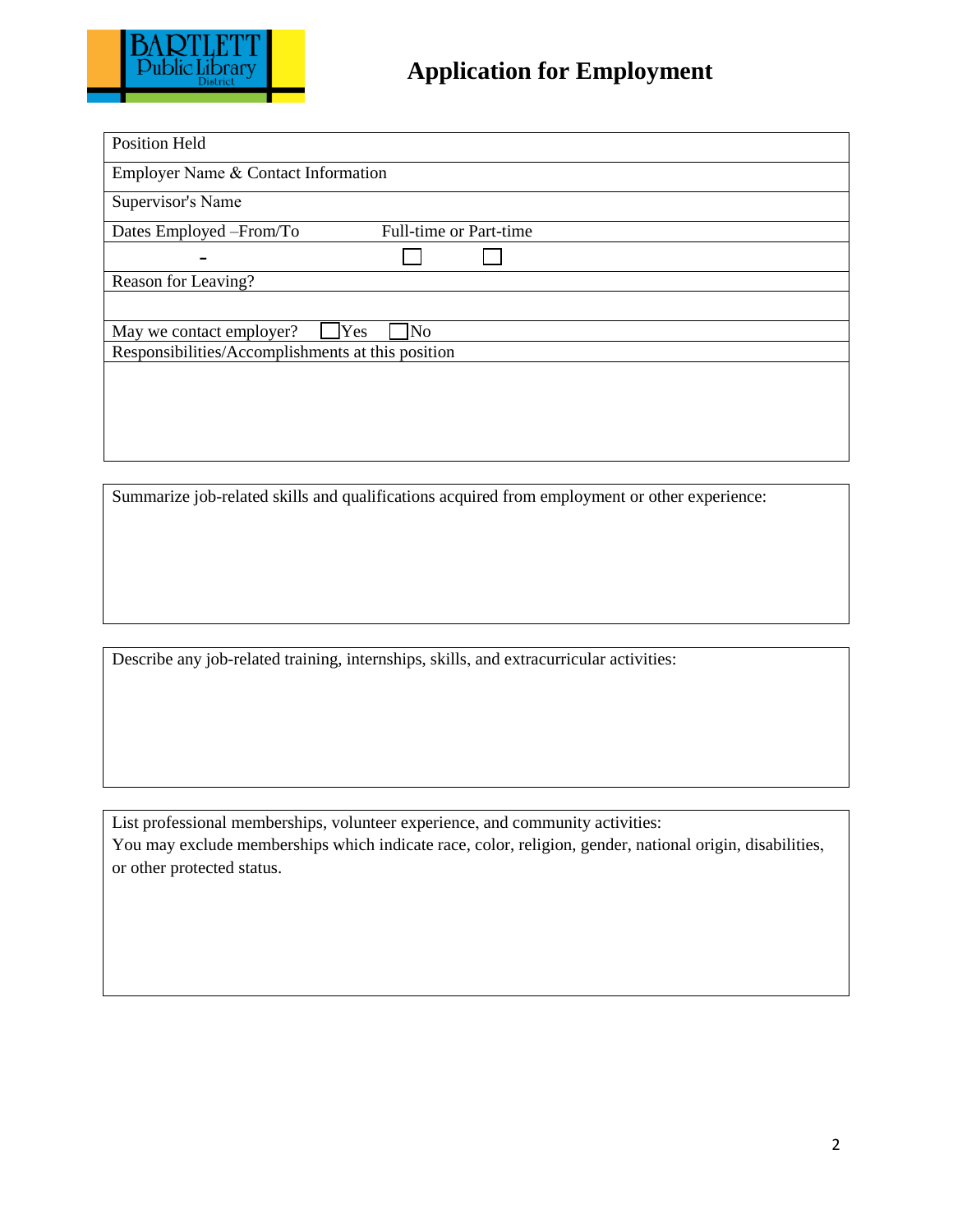# Application for Employment

| Position Held | |
|---|---|
| Employer Name & Contact Information | |
| Supervisor's Name | |
| Dates Employed –From/To | Full-time or Part-time |
| - | ☐ ☐ |
| Reason for Leaving? | |
| | |
| May we contact employer? ☐Yes ☐No | |
| Responsibilities/Accomplishments at this position | |
| | |

Summarize job-related skills and qualifications acquired from employment or other experience:

Describe any job-related training, internships, skills, and extracurricular activities:

List professional memberships, volunteer experience, and community activities:
You may exclude memberships which indicate race, color, religion, gender, national origin, disabilities, or other protected status.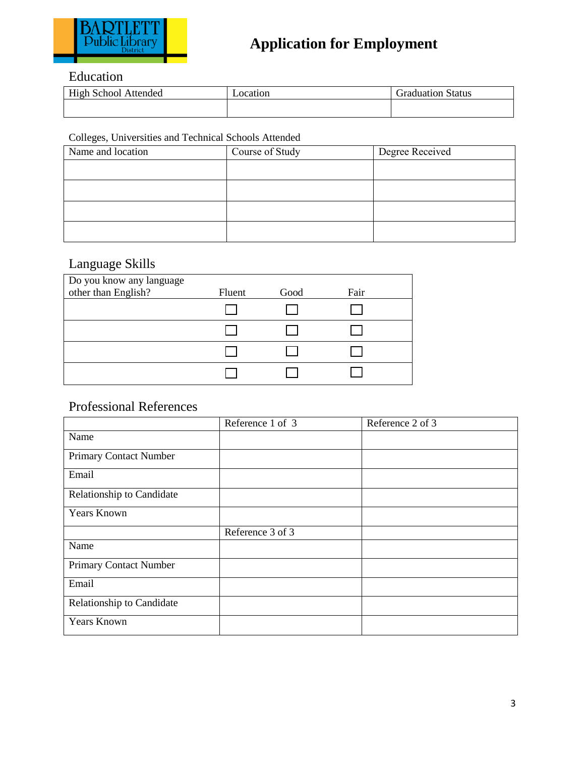# Application for Employment

## Education

| High School Attended | Location | Graduation Status |
|---|---|---|
| | | |

Colleges, Universities and Technical Schools Attended

| Name and location | Course of Study | Degree Received |
|---|---|---|
| | | |
| | | |
| | | |
| | | |

## Language Skills

| Do you know any language other than English? | Fluent | Good | Fair |
|---|---|---|---|
| | ☐ | ☐ | ☐ |
| | ☐ | ☐ | ☐ |
| | ☐ | ☐ | ☐ |
| | ☐ | ☐ | ☐ |

## Professional References

| | Reference 1 of 3 | Reference 2 of 3 |
|---|---|---|
| Name | | |
| Primary Contact Number | | |
| Email | | |
| Relationship to Candidate | | |
| Years Known | | |
| | Reference 3 of 3 | |
| Name | | |
| Primary Contact Number | | |
| Email | | |
| Relationship to Candidate | | |
| Years Known | | |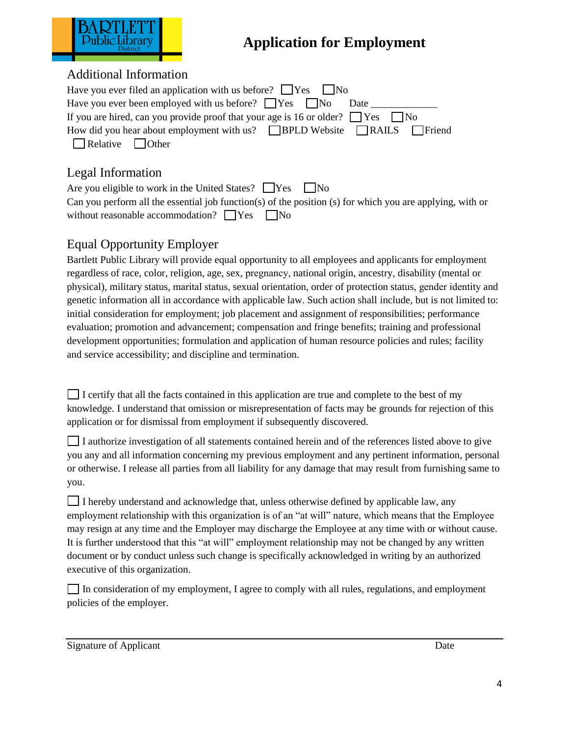# Application for Employment

## Additional Information

Have you ever filed an application with us before? ☐ Yes ☐ No

Have you ever been employed with us before? ☐ Yes ☐ No Date _____________

If you are hired, can you provide proof that your age is 16 or older? ☐ Yes ☐ No

How did you hear about employment with us? ☐ BPLD Website ☐ RAILS ☐ Friend ☐ Relative ☐ Other

## Legal Information

Are you eligible to work in the United States? ☐ Yes ☐ No

Can you perform all the essential job function(s) of the position (s) for which you are applying, with or without reasonable accommodation? ☐ Yes ☐ No

## Equal Opportunity Employer

Bartlett Public Library will provide equal opportunity to all employees and applicants for employment regardless of race, color, religion, age, sex, pregnancy, national origin, ancestry, disability (mental or physical), military status, marital status, sexual orientation, order of protection status, gender identity and genetic information all in accordance with applicable law. Such action shall include, but is not limited to: initial consideration for employment; job placement and assignment of responsibilities; performance evaluation; promotion and advancement; compensation and fringe benefits; training and professional development opportunities; formulation and application of human resource policies and rules; facility and service accessibility; and discipline and termination.

☐ I certify that all the facts contained in this application are true and complete to the best of my knowledge. I understand that omission or misrepresentation of facts may be grounds for rejection of this application or for dismissal from employment if subsequently discovered.

☐ I authorize investigation of all statements contained herein and of the references listed above to give you any and all information concerning my previous employment and any pertinent information, personal or otherwise. I release all parties from all liability for any damage that may result from furnishing same to you.

☐ I hereby understand and acknowledge that, unless otherwise defined by applicable law, any employment relationship with this organization is of an "at will" nature, which means that the Employee may resign at any time and the Employer may discharge the Employee at any time with or without cause. It is further understood that this "at will" employment relationship may not be changed by any written document or by conduct unless such change is specifically acknowledged in writing by an authorized executive of this organization.

☐ In consideration of my employment, I agree to comply with all rules, regulations, and employment policies of the employer.

_______________________________________________________________

Signature of Applicant Date